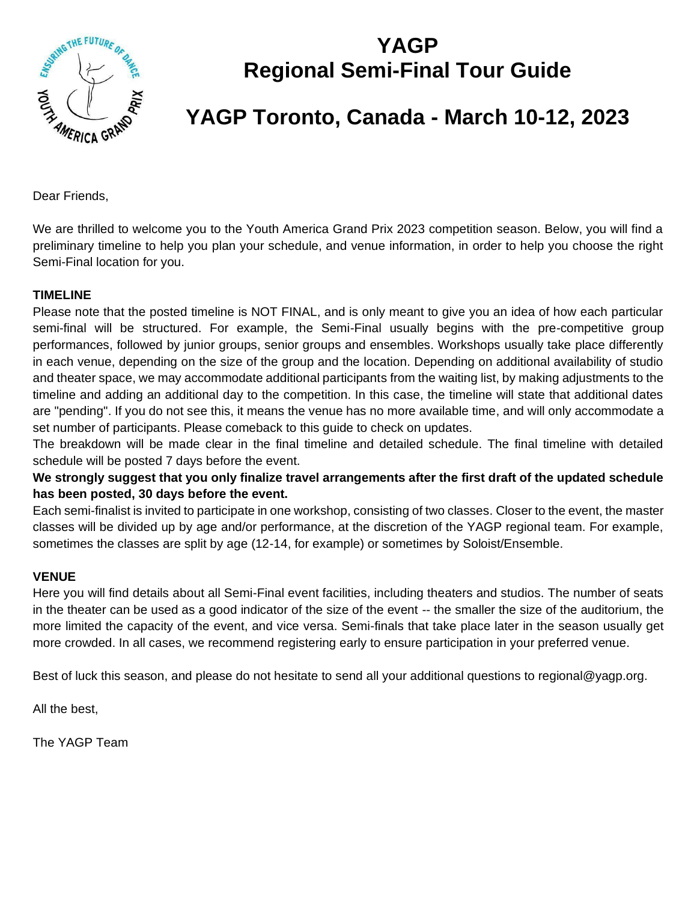# YAGP
# Regional Semi-Final Tour Guide

## YAGP Toronto, Canada - March 10-12, 2023

Dear Friends,

We are thrilled to welcome you to the Youth America Grand Prix 2023 competition season. Below, you will find a preliminary timeline to help you plan your schedule, and venue information, in order to help you choose the right Semi-Final location for you.

**TIMELINE**

Please note that the posted timeline is NOT FINAL, and is only meant to give you an idea of how each particular semi-final will be structured. For example, the Semi-Final usually begins with the pre-competitive group performances, followed by junior groups, senior groups and ensembles. Workshops usually take place differently in each venue, depending on the size of the group and the location. Depending on additional availability of studio and theater space, we may accommodate additional participants from the waiting list, by making adjustments to the timeline and adding an additional day to the competition. In this case, the timeline will state that additional dates are "pending". If you do not see this, it means the venue has no more available time, and will only accommodate a set number of participants. Please comeback to this guide to check on updates.

The breakdown will be made clear in the final timeline and detailed schedule. The final timeline with detailed schedule will be posted 7 days before the event.

**We strongly suggest that you only finalize travel arrangements after the first draft of the updated schedule has been posted, 30 days before the event.**

Each semi-finalist is invited to participate in one workshop, consisting of two classes. Closer to the event, the master classes will be divided up by age and/or performance, at the discretion of the YAGP regional team. For example, sometimes the classes are split by age (12-14, for example) or sometimes by Soloist/Ensemble.

**VENUE**

Here you will find details about all Semi-Final event facilities, including theaters and studios. The number of seats in the theater can be used as a good indicator of the size of the event -- the smaller the size of the auditorium, the more limited the capacity of the event, and vice versa. Semi-finals that take place later in the season usually get more crowded. In all cases, we recommend registering early to ensure participation in your preferred venue.

Best of luck this season, and please do not hesitate to send all your additional questions to regional@yagp.org.

All the best,

The YAGP Team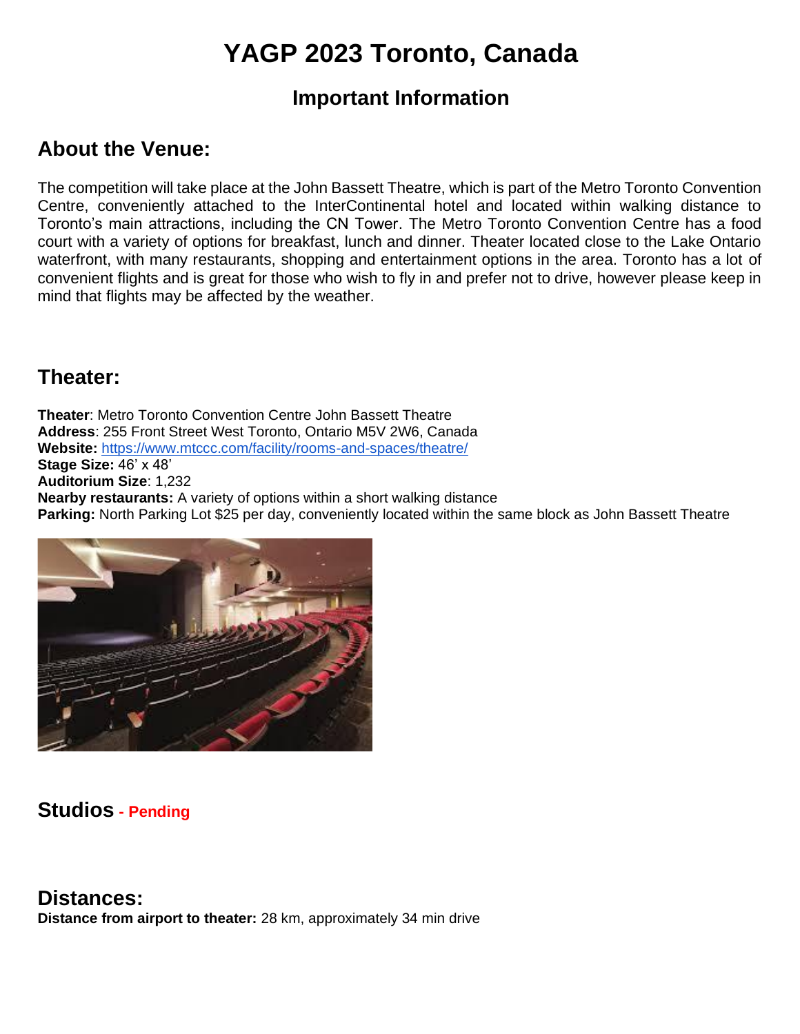# YAGP 2023 Toronto, Canada

## Important Information

## About the Venue:

The competition will take place at the John Bassett Theatre, which is part of the Metro Toronto Convention Centre, conveniently attached to the InterContinental hotel and located within walking distance to Toronto's main attractions, including the CN Tower. The Metro Toronto Convention Centre has a food court with a variety of options for breakfast, lunch and dinner. Theater located close to the Lake Ontario waterfront, with many restaurants, shopping and entertainment options in the area. Toronto has a lot of convenient flights and is great for those who wish to fly in and prefer not to drive, however please keep in mind that flights may be affected by the weather.

## Theater:

**Theater**: Metro Toronto Convention Centre John Bassett Theatre
**Address**: 255 Front Street West Toronto, Ontario M5V 2W6, Canada
**Website:** https://www.mtccc.com/facility/rooms-and-spaces/theatre/
**Stage Size:** 46' x 48'
**Auditorium Size**: 1,232
**Nearby restaurants:** A variety of options within a short walking distance
**Parking:** North Parking Lot $25 per day, conveniently located within the same block as John Bassett Theatre

## Studios - Pending

## Distances:

**Distance from airport to theater:** 28 km, approximately 34 min drive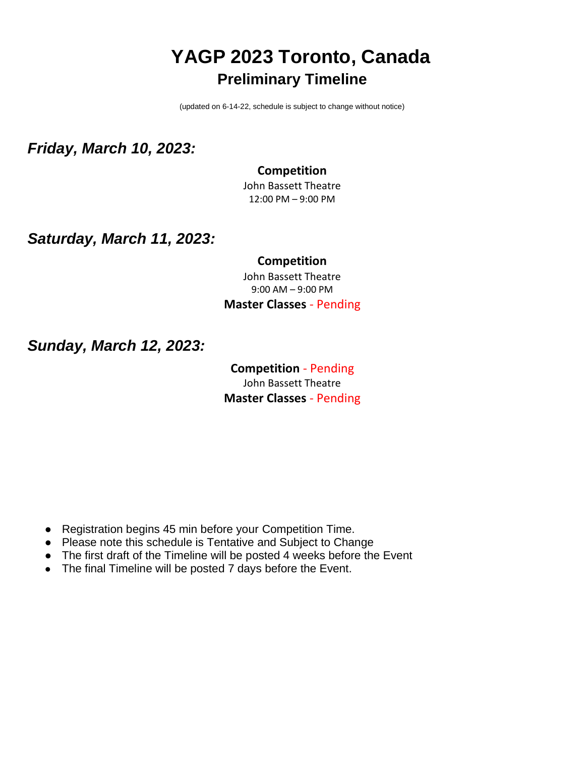# YAGP 2023 Toronto, Canada

## Preliminary Timeline

(updated on 6-14-22, schedule is subject to change without notice)

### *Friday, March 10, 2023:*

**Competition**
John Bassett Theatre
12:00 PM – 9:00 PM

### *Saturday, March 11, 2023:*

**Competition**
John Bassett Theatre
9:00 AM – 9:00 PM
**Master Classes** - Pending

### *Sunday, March 12, 2023:*

**Competition** - Pending
John Bassett Theatre
**Master Classes** - Pending

- Registration begins 45 min before your Competition Time.
- Please note this schedule is Tentative and Subject to Change
- The first draft of the Timeline will be posted 4 weeks before the Event
- The final Timeline will be posted 7 days before the Event.